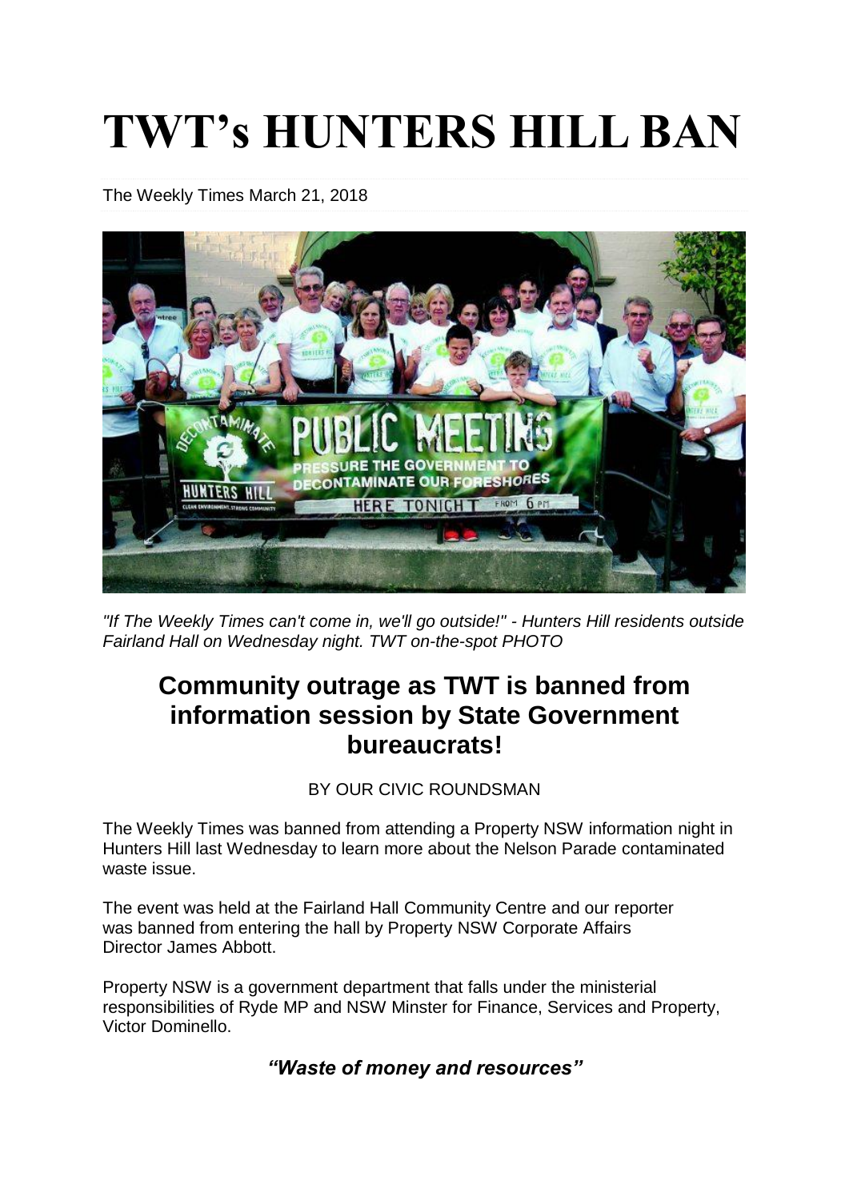# TWT's HUNTERS HILL BAN

The Weekly Times March 21, 2018

*"If The Weekly Times can't come in, we'll go outside!" - Hunters Hill residents outside Fairland Hall on Wednesday night. TWT on-the-spot PHOTO*

## Community outrage as TWT is banned from information session by State Government bureaucrats!

BY OUR CIVIC ROUNDSMAN

The Weekly Times was banned from attending a Property NSW information night in Hunters Hill last Wednesday to learn more about the Nelson Parade contaminated waste issue.

The event was held at the Fairland Hall Community Centre and our reporter was banned from entering the hall by Property NSW Corporate Affairs Director James Abbott.

Property NSW is a government department that falls under the ministerial responsibilities of Ryde MP and NSW Minster for Finance, Services and Property, Victor Dominello.

### *"Waste of money and resources"*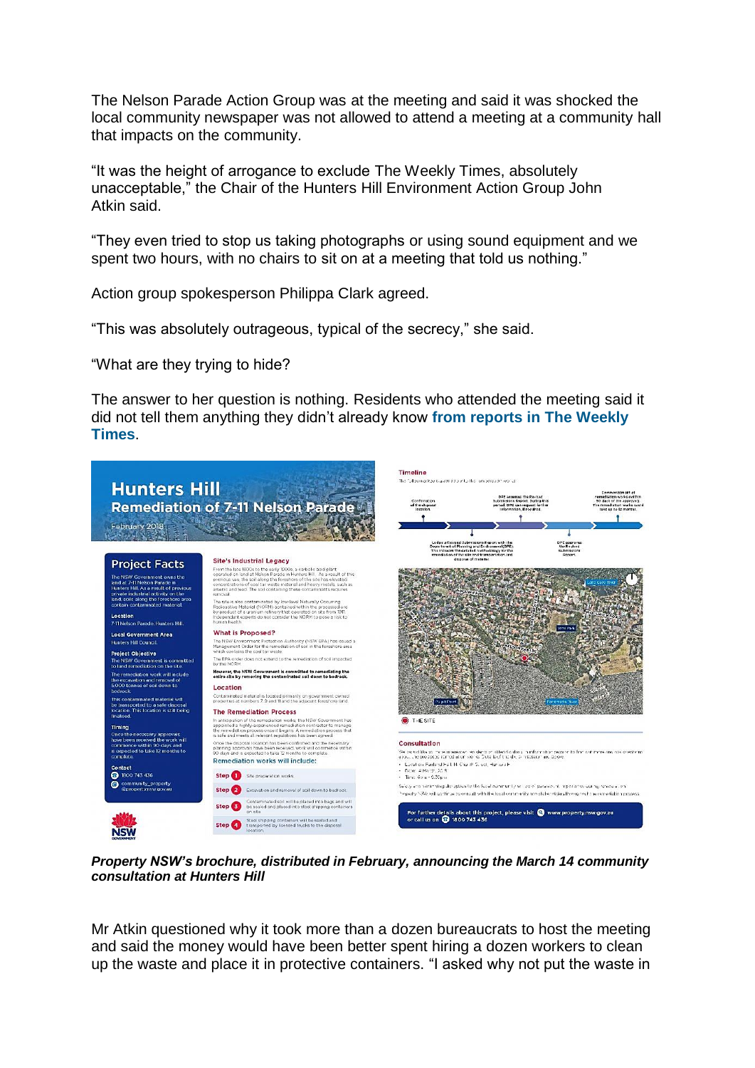The Nelson Parade Action Group was at the meeting and said it was shocked the local community newspaper was not allowed to attend a meeting at a community hall that impacts on the community.

"It was the height of arrogance to exclude The Weekly Times, absolutely unacceptable," the Chair of the Hunters Hill Environment Action Group John Atkin said.

"They even tried to stop us taking photographs or using sound equipment and we spent two hours, with no chairs to sit on at a meeting that told us nothing."

Action group spokesperson Philippa Clark agreed.

"This was absolutely outrageous, typical of the secrecy," she said.

"What are they trying to hide?

The answer to her question is nothing. Residents who attended the meeting said it did not tell them anything they didn't already know **from reports in The Weekly Times**.

***Property NSW's brochure, distributed in February, announcing the March 14 community consultation at Hunters Hill***

Mr Atkin questioned why it took more than a dozen bureaucrats to host the meeting and said the money would have been better spent hiring a dozen workers to clean up the waste and place it in protective containers. "I asked why not put the waste in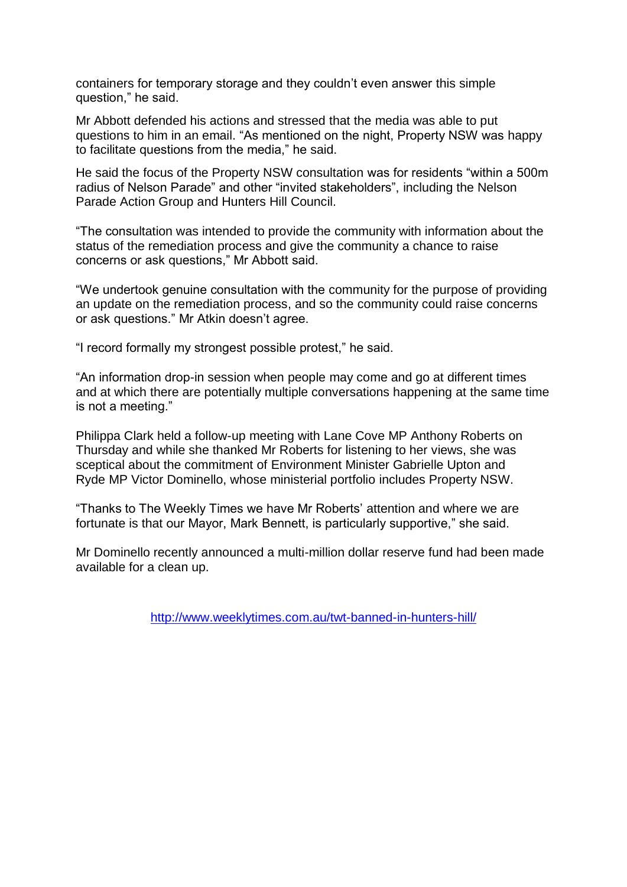containers for temporary storage and they couldn't even answer this simple question," he said.

Mr Abbott defended his actions and stressed that the media was able to put questions to him in an email. "As mentioned on the night, Property NSW was happy to facilitate questions from the media," he said.

He said the focus of the Property NSW consultation was for residents "within a 500m radius of Nelson Parade" and other "invited stakeholders", including the Nelson Parade Action Group and Hunters Hill Council.

"The consultation was intended to provide the community with information about the status of the remediation process and give the community a chance to raise concerns or ask questions," Mr Abbott said.

"We undertook genuine consultation with the community for the purpose of providing an update on the remediation process, and so the community could raise concerns or ask questions." Mr Atkin doesn't agree.

"I record formally my strongest possible protest," he said.

"An information drop-in session when people may come and go at different times and at which there are potentially multiple conversations happening at the same time is not a meeting."

Philippa Clark held a follow-up meeting with Lane Cove MP Anthony Roberts on Thursday and while she thanked Mr Roberts for listening to her views, she was sceptical about the commitment of Environment Minister Gabrielle Upton and Ryde MP Victor Dominello, whose ministerial portfolio includes Property NSW.

"Thanks to The Weekly Times we have Mr Roberts' attention and where we are fortunate is that our Mayor, Mark Bennett, is particularly supportive," she said.

Mr Dominello recently announced a multi-million dollar reserve fund had been made available for a clean up.

http://www.weeklytimes.com.au/twt-banned-in-hunters-hill/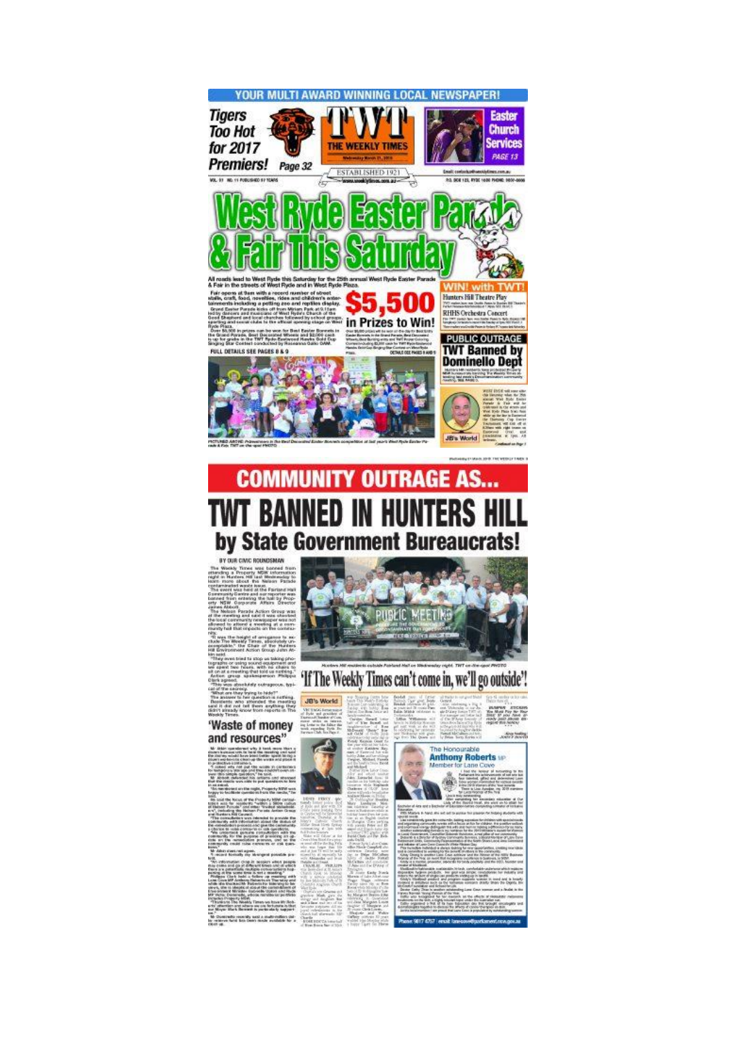YOUR MULTI AWARD WINNING LOCAL NEWSPAPER!

**Tigers Too Hot for 2017 Premiers!** Page 32

**TWT THE WEEKLY TIMES**

ESTABLISHED 1921

www.weeklytimes.com.au

**Easter Church Services** PAGE 13

# West Ryde Easter Parade & Fair This Saturday

All roads lead to West Ryde this Saturday for the 25th annual West Ryde Easter Parade & Fair in the streets of West Ryde and in West Ryde Plaza.

FULL DETAILS SEE PAGES 8 & 9

## $5,500 in Prizes to Win!

DETAILS SEE PAGES 8 AND 9

**WIN! with TWT!**

Hunters Hill Theatre Play

RHHS Orchestra Concert

**PUBLIC OUTRAGE**

**TWT Banned by Dominello Dept**

JB's World

*Continued on Page 7*

---

# COMMUNITY OUTRAGE AS...

# TWT BANNED IN HUNTERS HILL by State Government Bureaucrats!

BY OUR CIVIC ROUNDSMAN

The Weekly Times was banned from attending a Property NSW information night in Hunters Hill last Wednesday to learn more about the Nelson Parade contaminated waste issue.

Hunters Hill residents outside Fairland Hall on Wednesday night. TWT on-the-spot PHOTO

## 'If The Weekly Times can't come in, we'll go outside'!

## 'Waste of money and resources'

JB's World

**The Honourable Anthony Roberts MP**

**Member for Lane Cove**

Phone 9817 4757 email lanecove@parliament.nsw.gov.au